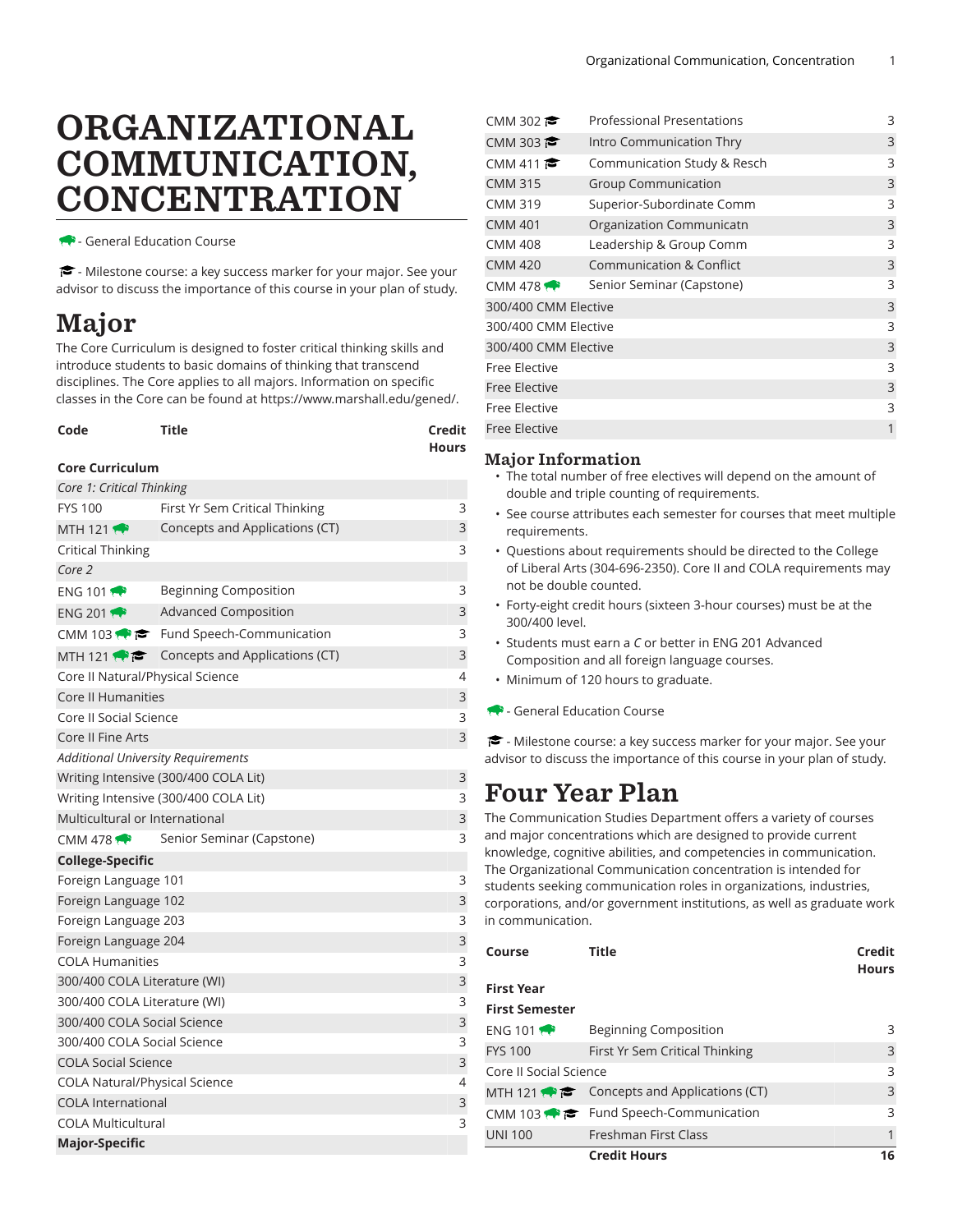# ORGANIZATIONAL COMMUNICATION, CONCENTRATION

🐃 - General Education Course

🎓 - Milestone course: a key success marker for your major. See your advisor to discuss the importance of this course in your plan of study.

## Major

The Core Curriculum is designed to foster critical thinking skills and introduce students to basic domains of thinking that transcend disciplines. The Core applies to all majors. Information on specific classes in the Core can be found at https://www.marshall.edu/gened/.

| Code | Title | Credit Hours |
|---|---|---|
| **Core Curriculum** | | |
| *Core 1: Critical Thinking* | | |
| FYS 100 | First Yr Sem Critical Thinking | 3 |
| MTH 121 🐃 | Concepts and Applications (CT) | 3 |
| Critical Thinking | | 3 |
| *Core 2* | | |
| ENG 101 🐃 | Beginning Composition | 3 |
| ENG 201 🐃 | Advanced Composition | 3 |
| CMM 103 🐃🎓 | Fund Speech-Communication | 3 |
| MTH 121 🐃🎓 | Concepts and Applications (CT) | 3 |
| Core II Natural/Physical Science | | 4 |
| Core II Humanities | | 3 |
| Core II Social Science | | 3 |
| Core II Fine Arts | | 3 |
| *Additional University Requirements* | | |
| Writing Intensive (300/400 COLA Lit) | | 3 |
| Writing Intensive (300/400 COLA Lit) | | 3 |
| Multicultural or International | | 3 |
| CMM 478 🐃 | Senior Seminar (Capstone) | 3 |
| **College-Specific** | | |
| Foreign Language 101 | | 3 |
| Foreign Language 102 | | 3 |
| Foreign Language 203 | | 3 |
| Foreign Language 204 | | 3 |
| COLA Humanities | | 3 |
| 300/400 COLA Literature (WI) | | 3 |
| 300/400 COLA Literature (WI) | | 3 |
| 300/400 COLA Social Science | | 3 |
| 300/400 COLA Social Science | | 3 |
| COLA Social Science | | 3 |
| COLA Natural/Physical Science | | 4 |
| COLA International | | 3 |
| COLA Multicultural | | 3 |
| **Major-Specific** | | |
| CMM 302 🎓 | Professional Presentations | 3 |
| CMM 303 🎓 | Intro Communication Thry | 3 |
| CMM 411 🎓 | Communication Study & Resch | 3 |
| CMM 315 | Group Communication | 3 |
| CMM 319 | Superior-Subordinate Comm | 3 |
| CMM 401 | Organization Communicatn | 3 |
| CMM 408 | Leadership & Group Comm | 3 |
| CMM 420 | Communication & Conflict | 3 |
| CMM 478 🐃 | Senior Seminar (Capstone) | 3 |
| 300/400 CMM Elective | | 3 |
| 300/400 CMM Elective | | 3 |
| 300/400 CMM Elective | | 3 |
| Free Elective | | 3 |
| Free Elective | | 3 |
| Free Elective | | 3 |
| Free Elective | | 1 |

### Major Information

- The total number of free electives will depend on the amount of double and triple counting of requirements.
- See course attributes each semester for courses that meet multiple requirements.
- Questions about requirements should be directed to the College of Liberal Arts (304-696-2350). Core II and COLA requirements may not be double counted.
- Forty-eight credit hours (sixteen 3-hour courses) must be at the 300/400 level.
- Students must earn a *C* or better in ENG 201 Advanced Composition and all foreign language courses.
- Minimum of 120 hours to graduate.

🐃 - General Education Course

🎓 - Milestone course: a key success marker for your major. See your advisor to discuss the importance of this course in your plan of study.

## Four Year Plan

The Communication Studies Department offers a variety of courses and major concentrations which are designed to provide current knowledge, cognitive abilities, and competencies in communication. The Organizational Communication concentration is intended for students seeking communication roles in organizations, industries, corporations, and/or government institutions, as well as graduate work in communication.

| Course | Title | Credit Hours |
|---|---|---|
| **First Year** | | |
| **First Semester** | | |
| ENG 101 🐃 | Beginning Composition | 3 |
| FYS 100 | First Yr Sem Critical Thinking | 3 |
| Core II Social Science | | 3 |
| MTH 121 🐃🎓 | Concepts and Applications (CT) | 3 |
| CMM 103 🐃🎓 | Fund Speech-Communication | 3 |
| UNI 100 | Freshman First Class | 1 |
| | **Credit Hours** | **16** |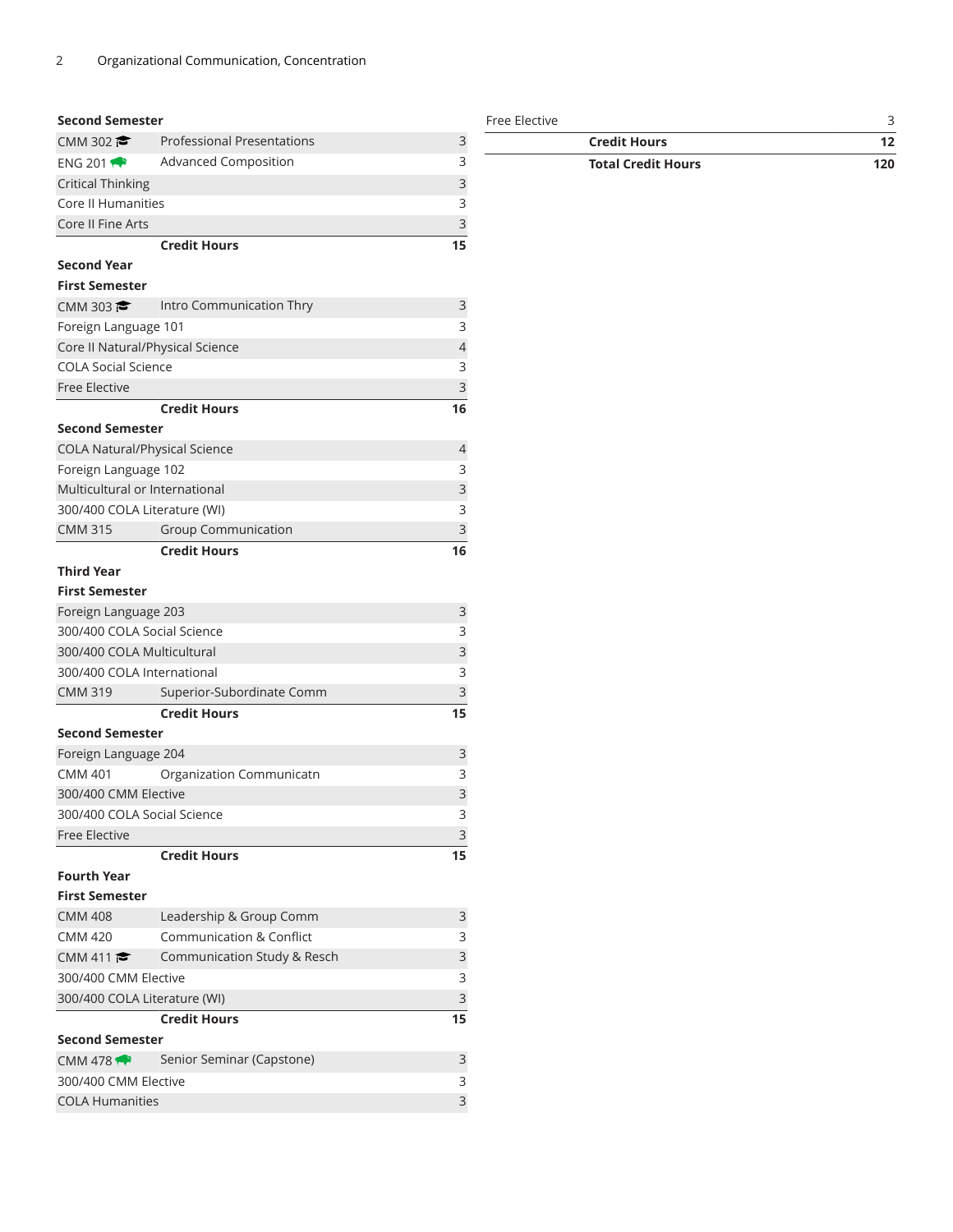**Second Semester**

| | | |
|---|---|---|
| CMM 302 | Professional Presentations | 3 |
| ENG 201 | Advanced Composition | 3 |
| Critical Thinking | | 3 |
| Core II Humanities | | 3 |
| Core II Fine Arts | | 3 |
| | **Credit Hours** | **15** |

**Second Year**

**First Semester**

| | | |
|---|---|---|
| CMM 303 | Intro Communication Thry | 3 |
| Foreign Language 101 | | 3 |
| Core II Natural/Physical Science | | 4 |
| COLA Social Science | | 3 |
| Free Elective | | 3 |
| | **Credit Hours** | **16** |

**Second Semester**

| | | |
|---|---|---|
| COLA Natural/Physical Science | | 4 |
| Foreign Language 102 | | 3 |
| Multicultural or International | | 3 |
| 300/400 COLA Literature (WI) | | 3 |
| CMM 315 | Group Communication | 3 |
| | **Credit Hours** | **16** |

**Third Year**

**First Semester**

| | | |
|---|---|---|
| Foreign Language 203 | | 3 |
| 300/400 COLA Social Science | | 3 |
| 300/400 COLA Multicultural | | 3 |
| 300/400 COLA International | | 3 |
| CMM 319 | Superior-Subordinate Comm | 3 |
| | **Credit Hours** | **15** |

**Second Semester**

| | | |
|---|---|---|
| Foreign Language 204 | | 3 |
| CMM 401 | Organization Communicatn | 3 |
| 300/400 CMM Elective | | 3 |
| 300/400 COLA Social Science | | 3 |
| Free Elective | | 3 |
| | **Credit Hours** | **15** |

**Fourth Year**

**First Semester**

| | | |
|---|---|---|
| CMM 408 | Leadership & Group Comm | 3 |
| CMM 420 | Communication & Conflict | 3 |
| CMM 411 | Communication Study & Resch | 3 |
| 300/400 CMM Elective | | 3 |
| 300/400 COLA Literature (WI) | | 3 |
| | **Credit Hours** | **15** |

**Second Semester**

| | | |
|---|---|---|
| CMM 478 | Senior Seminar (Capstone) | 3 |
| 300/400 CMM Elective | | 3 |
| COLA Humanities | | 3 |
| Free Elective | | 3 |
| | **Credit Hours** | **12** |
| | **Total Credit Hours** | **120** |